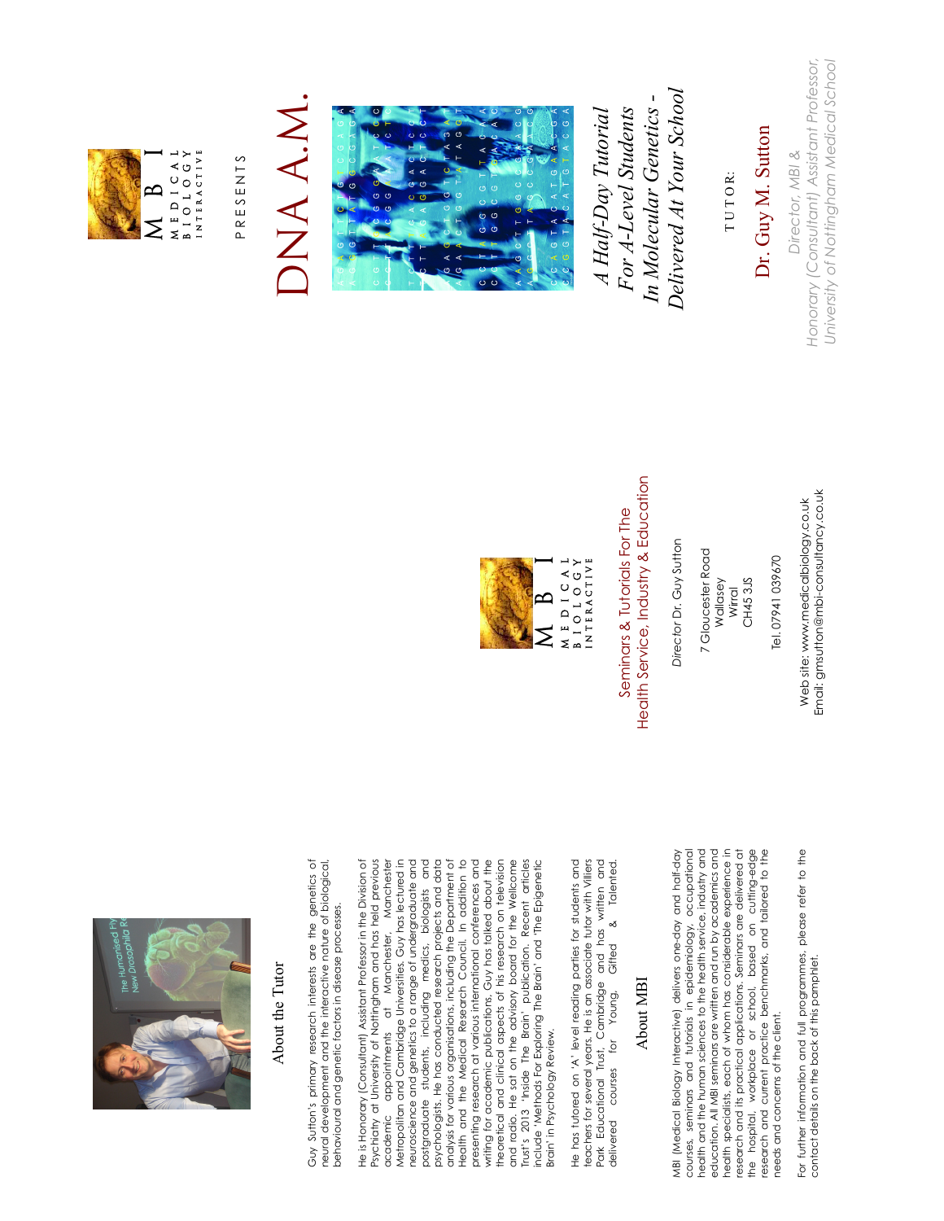## About the Tutor

Guy Sutton's primary research interests are the genetics of neural development and the interactive nature of biological, behavioural and genetic factors in disease processes.

He is Honorary (Consultant) Assistant Professor in the Division of Psychiatry at University of Nottingham and has held previous academic appointments at Manchester, Manchester Metropolitan and Cambridge Universities. Guy has lectured in neuroscience and genetics to a range of undergraduate and postgraduate students, including medics, biologists and psychologists. He has conducted research projects and data analysis for various organisations, including the Department of Health and the Medical Research Council. In addition to presenting research at various international conferences and writing for academic publications, Guy has talked about the theoretical and clinical aspects of his research on television and radio. He sat on the advisory board for the Wellcome Trust's 2013 'Inside The Brain' publication. Recent articles include 'Methods For Exploring The Brain' and 'The Epigenetic Brain' in Psychology Review.

He has tutored on 'A' level reading parties for students and teachers for several years. He is an associate tutor with Villiers Park Educational Trust, Cambridge and has written and delivered courses for Young, Gifted & Talented.

## About MBI

MBI (Medical Biology Interactive) delivers one-day and half-day courses, seminars and tutorials in epidemiology, occupational health and the human sciences to the health service, industry and education. All MBI seminars are written and run by academics and health specialists, each of whom has considerable experience in research and its practical applications. Seminars are delivered at the hospital, workplace or school, based on cutting-edge research and current practice benchmarks, and tailored to the needs and concerns of the client.

For further information and full programmes, please refer to the contact details on the back of this pamphlet.

MBI
MEDICAL BIOLOGY INTERACTIVE

Seminars & Tutorials For The Health Service, Industry & Education

*Director* Dr. Guy Sutton

7 Gloucester Road
Wallasey
Wirral
CH45 3JS

Tel. 07941 039670

Web site: www.medicalbiology.co.uk
Email: gmsutton@mbi-consultancy.co.uk

MBI
MEDICAL BIOLOGY INTERACTIVE

PRESENTS

# DNA A.M.

*A Half-Day Tutorial For A-Level Students In Molecular Genetics - Delivered At Your School*

TUTOR:

Dr. Guy M. Sutton

*Director, MBI & Honorary (Consultant) Assistant Professor, University of Nottingham Medical School*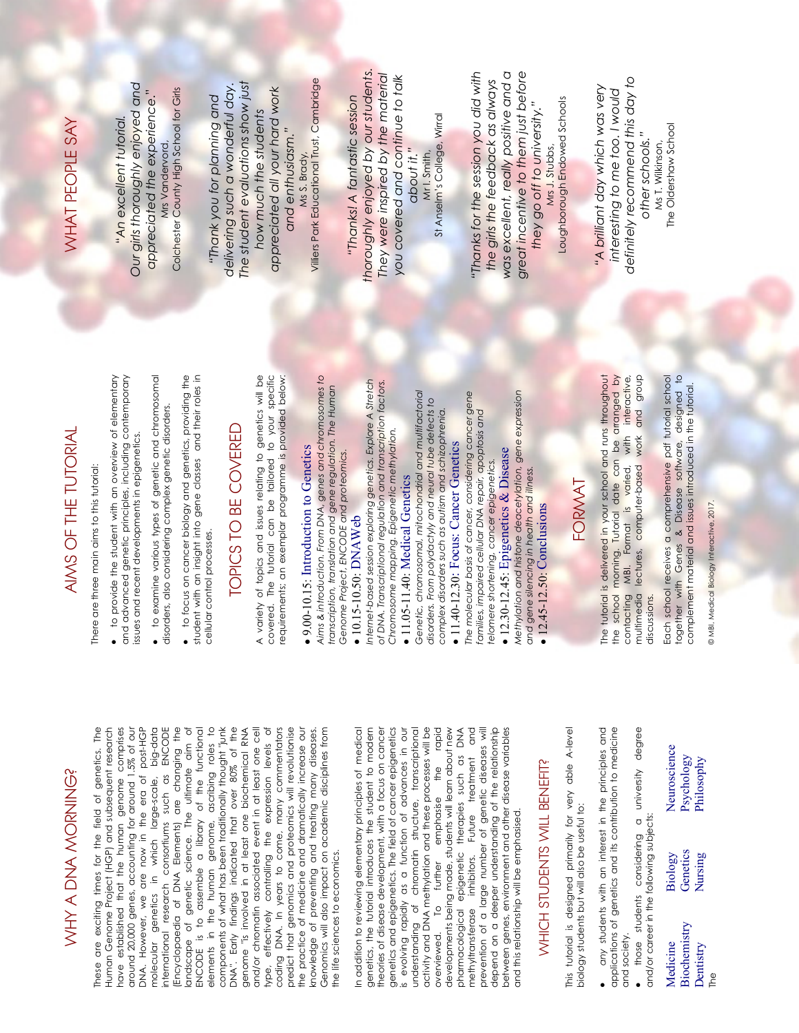# WHY A DNA MORNING?

These are exciting times for the field of genetics. The Human Genome Project (HGP) and subsequent research have established that the human genome comprises around 20,000 genes, accounting for around 1.5% of our DNA. However, we are now in the era of post-HGP molecular genetics in which large-scale, big-data international research consortiums such as ENCODE (Encyclopaedia of DNA Elements) are changing the landscape of genetic science. The ultimate aim of ENCODE is to assemble a library of the functional elements in the human genome, ascribing roles to components of what has been traditionally thought "junk DNA". Early findings indicated that over 80% of the genome "is involved in at least one biochemical RNA and/or chromatin associated event in at least one cell type, effectively controlling the expression levels of coding DNA. In years to come, many commentators predict that genomics and proteomics will revolutionise the practice of medicine and dramatically increase our knowledge of preventing and treating many diseases. Genomics will also impact on academic disciplines from the life sciences to economics.

In addition to reviewing elementary principles of medical genetics, the tutorial introduces the student to modern theories of disease development, with a focus on cancer genetics and epigenetics. The field of cancer epigenetics is evolving rapidly as a function of advances in our understanding of chromatin structure, transcriptional activity and DNA methylation and these processes will be overviewed. To further emphasise the rapid developments being made, students will learn about new pharmacological epigenetic therapies such as DNA methyltransferase inhibitors. Future treatment and prevention of a large number of genetic diseases will depend on a deeper understanding of the relationship between genes, environment and other disease variables and this relationship will be emphasised.

## WHICH STUDENTS WILL BENEFIT?

This tutorial is designed primarily for very able A-level biology students but will also be useful to:

- any students with an interest in the principles and applications of genetics and its contribution to medicine and society.
- those students considering a university degree and/or career in the following subjects:

| | | |
|---|---|---|
| Medicine | Biology | Neuroscience |
| Biochemistry | Genetics | Psychology |
| Dentistry | Nursing | Philosophy |

The

# AIMS OF THE TUTORIAL

There are three main aims to this tutorial:

- to provide the student with an overview of elementary and advanced genetic principles, including contemporary issues and recent developments in epigenetics.
- to examine various types of genetic and chromosomal disorders, also considering complex genetic disorders.
- to focus on cancer biology and genetics, providing the student with an insight into gene classes and their roles in cellular control processes.

## TOPICS TO BE COVERED

A variety of topics and issues relating to genetics will be covered. The tutorial can be tailored to your specific requirements; an exemplar programme is provided below:

- 9.00-10.15: Introduction to Genetics
  *Aims & introduction. From DNA, genes and chromosomes to transcription, translation and gene regulation. The Human Genome Project, ENCODE and proteomics.*
- 10.15-10.50: DNAWeb
  *Internet-based session exploring genetics. Explore A Stretch of DNA. Transcriptional regulation and transcription factors. Chromosome mapping. Epigenetic methylation.*
- 11.05-11.40: Medical Genetics
  *Genetic, chromosomal, mitochondrial and multifactorial disorders. From polydactyly and neural tube defects to complex disorders such as autism and schizophrenia.*
- 11.40-12.30: Focus: Cancer Genetics
  *The molecular basis of cancer, considering cancer gene families, impaired cellular DNA repair, apoptosis and telomere shortening, cancer epigenetics.*
- 12.30-12.45: Epigenetics & Disease
  *Methylation and histone deacetylation, gene expression and gene silencing in health and illness.*
- 12.45-12.50: Conclusions

## FORMAT

The tutorial is delivered in your school and runs throughout the school morning. Tutorial date can be arranged by contacting MBI. Format is varied, with interactive, multimedia lectures, computer-based work and group discussions.

Each school receives a comprehensive pdf tutorial school together with Genes & Disease software, designed to complement material and issues introduced in the tutorial.

© MBI, Medical Biology Interactive, 2017.

# WHAT PEOPLE SAY

*"An excellent tutorial. Our girls thoroughly enjoyed and appreciated the experience."*
Mrs Vandervord,
Colchester County High School for Girls

*"Thank you for planning and delivering such a wonderful day. The student evaluations show just how much the students appreciated all your hard work and enthusiasm."*
Ms S. Brady,
Villiers Park Educational Trust, Cambridge

*"Thanks! A fantastic session thoroughly enjoyed by our students. They were inspired by the material you covered and continue to talk about it."*
Mr I. Smith,
St Anselm's College, Wirral

*"Thanks for the session you did with the girls the feedback as always was excellent, really positive and a great incentive to them just before they go off to university."*
Mrs J. Stubbs,
Loughborough Endowed Schools

*"A brilliant day which was very interesting to me too. I would definitely recommend this day to other schools."*
Ms T. Wilkinson,
The Oldershaw School